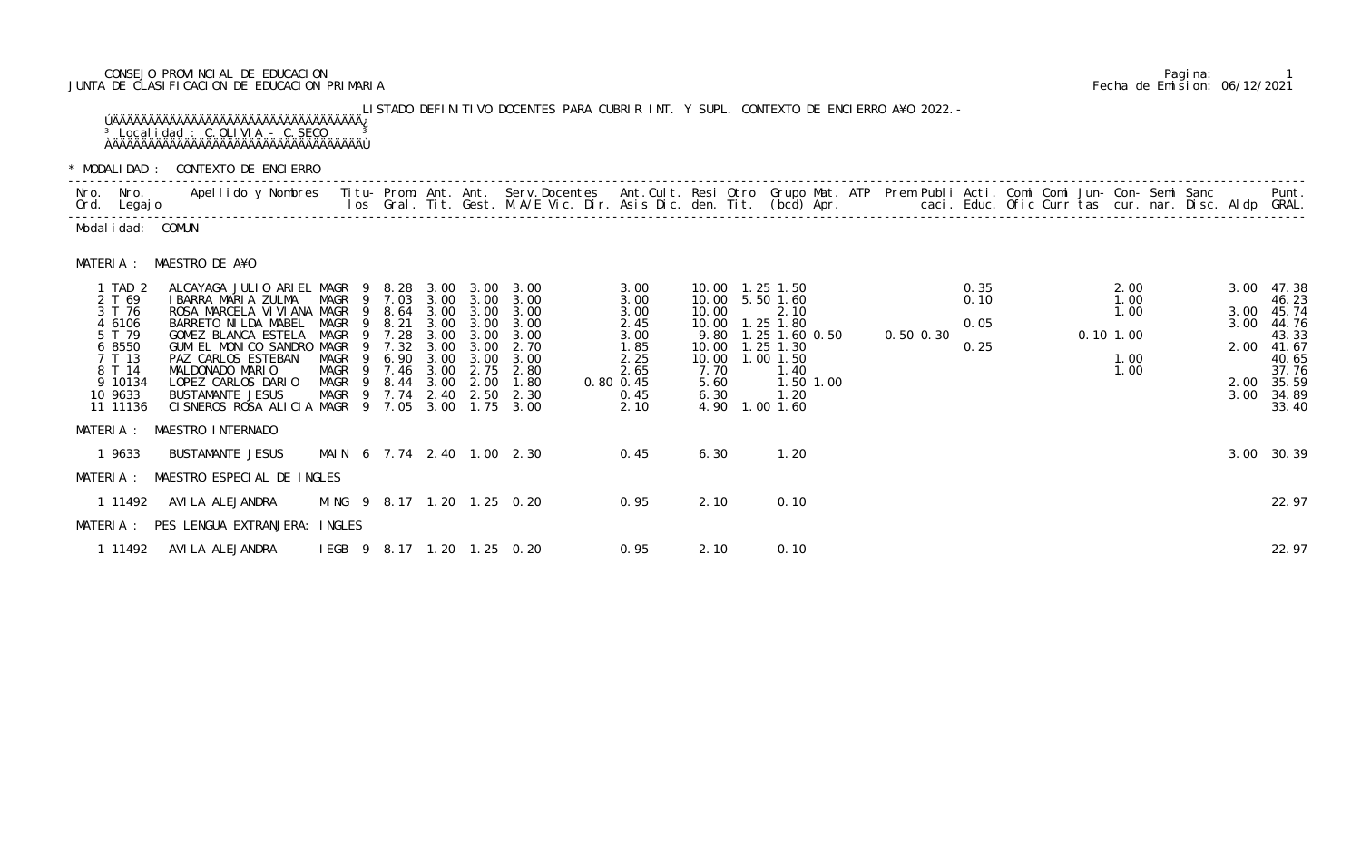CONSEJO PROVINCIAL DE EDUCACION
JUNTA DE CLASIFICACION DE EDUCACION PRIMARIA

Fecha de Emision: 06/12/2021

LISTADO DEFINITIVO DOCENTES PARA CUBRIR INT. Y SUPL. CONTEXTO DE ENCIERRO A¥O 2022.-

Localidad : C.OLIVIA - C.SECO

* MODALIDAD : CONTEXTO DE ENCIERRO

Modalidad: COMUN

MATERIA : MAESTRO DE A¥O

| Nro. Ord. | Nro. Legajo | Apellido y Nombres | Titu-los | Prom. Gral. | Ant. Tit. | Ant. Gest. | Serv.Docentes M.A/E Vic. Dir. | Ant.Cult. Asis Dic. | Resi den. | Otro Tit. | Grupo Mat. (bcd) | ATP Apr. | Prem | Publi caci. | Acti. Educ. | Comi Ofic | Comi Curr | Jun- tas | Con- cur. | Semi nar. | Sanc Disc. | Aldp | Punt. GRAL. |
|---|---|---|---|---|---|---|---|---|---|---|---|---|---|---|---|---|---|---|---|---|---|---|---|
| 1 | TAD 2 | ALCAYAGA JULIO ARIEL | MAGR 9 | 8.28 | 3.00 | 3.00 | 3.00 | 3.00 | 10.00 | 1.25 | 1.50 | | | | 0.35 | | | | 2.00 | | | 3.00 | 47.38 |
| 2 | T 69 | IBARRA MARIA ZULMA | MAGR 9 | 7.03 | 3.00 | 3.00 | 3.00 | 3.00 | 10.00 | 5.50 | 1.60 | | | | 0.10 | | | | 1.00 | | | | 46.23 |
| 3 | T 76 | ROSA MARCELA VIVIANA | MAGR 9 | 8.64 | 3.00 | 3.00 | 3.00 | 3.00 | 10.00 | | 2.10 | | | | | | | | 1.00 | | | 3.00 | 45.74 |
| 4 | 6106 | BARRETO NILDA MABEL | MAGR 9 | 8.21 | 3.00 | 3.00 | 3.00 | 2.45 | 10.00 | 1.25 | 1.80 | | | | 0.05 | | | | | | | 3.00 | 44.76 |
| 5 | T 79 | GOMEZ BLANCA ESTELA | MAGR 9 | 7.28 | 3.00 | 3.00 | 3.00 | 3.00 | 9.80 | 1.25 | 1.60 | 0.50 | 0.50 | 0.30 | | | | 0.10 | 1.00 | | | | 43.33 |
| 6 | 8550 | GUMIEL MONICO SANDRO | MAGR 9 | 7.32 | 3.00 | 3.00 | 2.70 | 1.85 | 10.00 | 1.25 | 1.30 | | | | 0.25 | | | | | | | 2.00 | 41.67 |
| 7 | T 13 | PAZ CARLOS ESTEBAN | MAGR 9 | 6.90 | 3.00 | 3.00 | 3.00 | 2.25 | 10.00 | 1.00 | 1.50 | | | | | | | | 1.00 | | | | 40.65 |
| 8 | T 14 | MALDONADO MARIO | MAGR 9 | 7.46 | 3.00 | 2.75 | 2.80 | 2.65 | 7.70 | | 1.40 | | | | | | | | 1.00 | | | | 37.76 |
| 9 | 10134 | LOPEZ CARLOS DARIO | MAGR 9 | 8.44 | 3.00 | 2.00 | 1.80 | 0.80 0.45 | 5.60 | | 1.50 | 1.00 | | | | | | | | | | 2.00 | 35.59 |
| 10 | 9633 | BUSTAMANTE JESUS | MAGR 9 | 7.74 | 2.40 | 2.50 | 2.30 | 0.45 | 6.30 | | 1.20 | | | | | | | | | | | 3.00 | 34.89 |
| 11 | 11136 | CISNEROS ROSA ALICIA | MAGR 9 | 7.05 | 3.00 | 1.75 | 3.00 | 2.10 | 4.90 | 1.00 | 1.60 | | | | | | | | | | | | 33.40 |

MATERIA : MAESTRO INTERNADO

| Nro. Ord. | Nro. Legajo | Apellido y Nombres | Titu-los | Prom. Gral. | Ant. Tit. | Ant. Gest. | Serv.Docentes | Ant.Cult. | Resi den. | Otro Tit. | Grupo Mat. | Aldp | Punt. GRAL. |
|---|---|---|---|---|---|---|---|---|---|---|---|---|---|
| 1 | 9633 | BUSTAMANTE JESUS | MAIN 6 | 7.74 | 2.40 | 1.00 | 2.30 | 0.45 | 6.30 | | 1.20 | 3.00 | 30.39 |

MATERIA : MAESTRO ESPECIAL DE INGLES

| Nro. Ord. | Nro. Legajo | Apellido y Nombres | Titu-los | Prom. Gral. | Ant. Tit. | Ant. Gest. | Serv.Docentes | Ant.Cult. | Resi den. | Otro Tit. | Grupo Mat. | Aldp | Punt. GRAL. |
|---|---|---|---|---|---|---|---|---|---|---|---|---|---|
| 1 | 11492 | AVILA ALEJANDRA | MING 9 | 8.17 | 1.20 | 1.25 | 0.20 | 0.95 | 2.10 | | 0.10 | | 22.97 |

MATERIA : PES LENGUA EXTRANJERA: INGLES

| Nro. Ord. | Nro. Legajo | Apellido y Nombres | Titu-los | Prom. Gral. | Ant. Tit. | Ant. Gest. | Serv.Docentes | Ant.Cult. | Resi den. | Otro Tit. | Grupo Mat. | Aldp | Punt. GRAL. |
|---|---|---|---|---|---|---|---|---|---|---|---|---|---|
| 1 | 11492 | AVILA ALEJANDRA | IEGB 9 | 8.17 | 1.20 | 1.25 | 0.20 | 0.95 | 2.10 | | 0.10 | | 22.97 |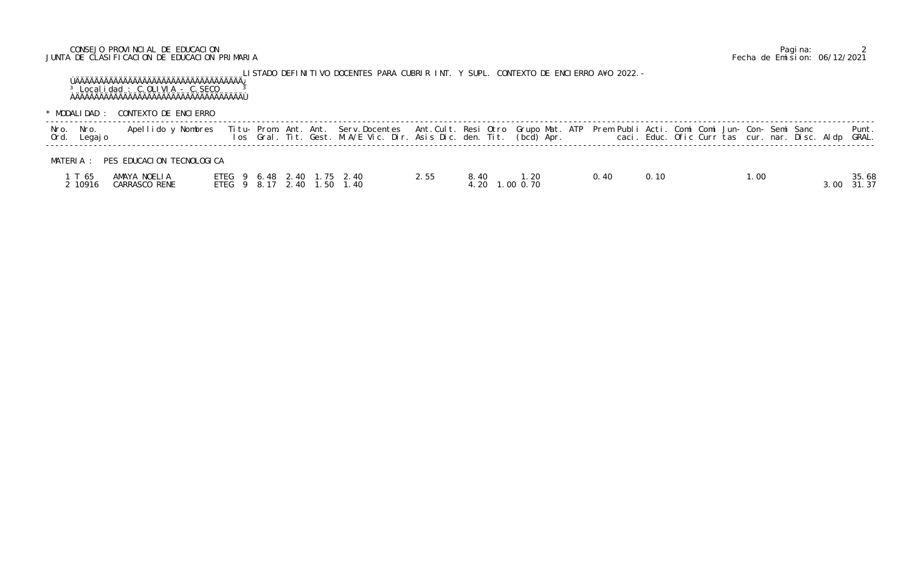CONSEJO PROVINCIAL DE EDUCACION
JUNTA DE CLASIFICACION DE EDUCACION PRIMARIA

Fecha de Emision: 06/12/2021

LISTADO DEFINITIVO DOCENTES PARA CUBRIR INT. Y SUPL. CONTEXTO DE ENCIERRO A¥O 2022.-

Localidad : C.OLIVIA - C.SECO

* MODALIDAD : CONTEXTO DE ENCIERRO

MATERIA : PES EDUCACION TECNOLOGICA

| Nro. Ord. | Nro. Legajo | Apellido y Nombres | Titu-los | Prom. Gral. | Ant. Tit. | Ant. Gest. | Serv.Docentes M.A/E Vic. Dir. | Ant.Cult. Asis Dic. | Resi den. | Otro Tit. | Grupo (bcd) | Mat. Apr. | ATP | Prem | Publi caci. | Acti. Educ. | Comi Ofic | Comi Curr | Jun-tas | Con-cur. | Semi nar. | Sanc Disc. | Aldp | Punt. GRAL. |
|---|---|---|---|---|---|---|---|---|---|---|---|---|---|---|---|---|---|---|---|---|---|---|---|---|
| 1 | T 65 | AMAYA NOELIA | ETEG 9 | 6.48 | 2.40 | 1.75 | 2.40 | 2.55 | 8.40 | | 1.20 | | | | 0.40 | 0.10 | | | | 1.00 | | | | 35.68 |
| 2 | 10916 | CARRASCO RENE | ETEG 9 | 8.17 | 2.40 | 1.50 | 1.40 | | 4.20 | 1.00 | 0.70 | | | | | | | | | | | | 3.00 | 31.37 |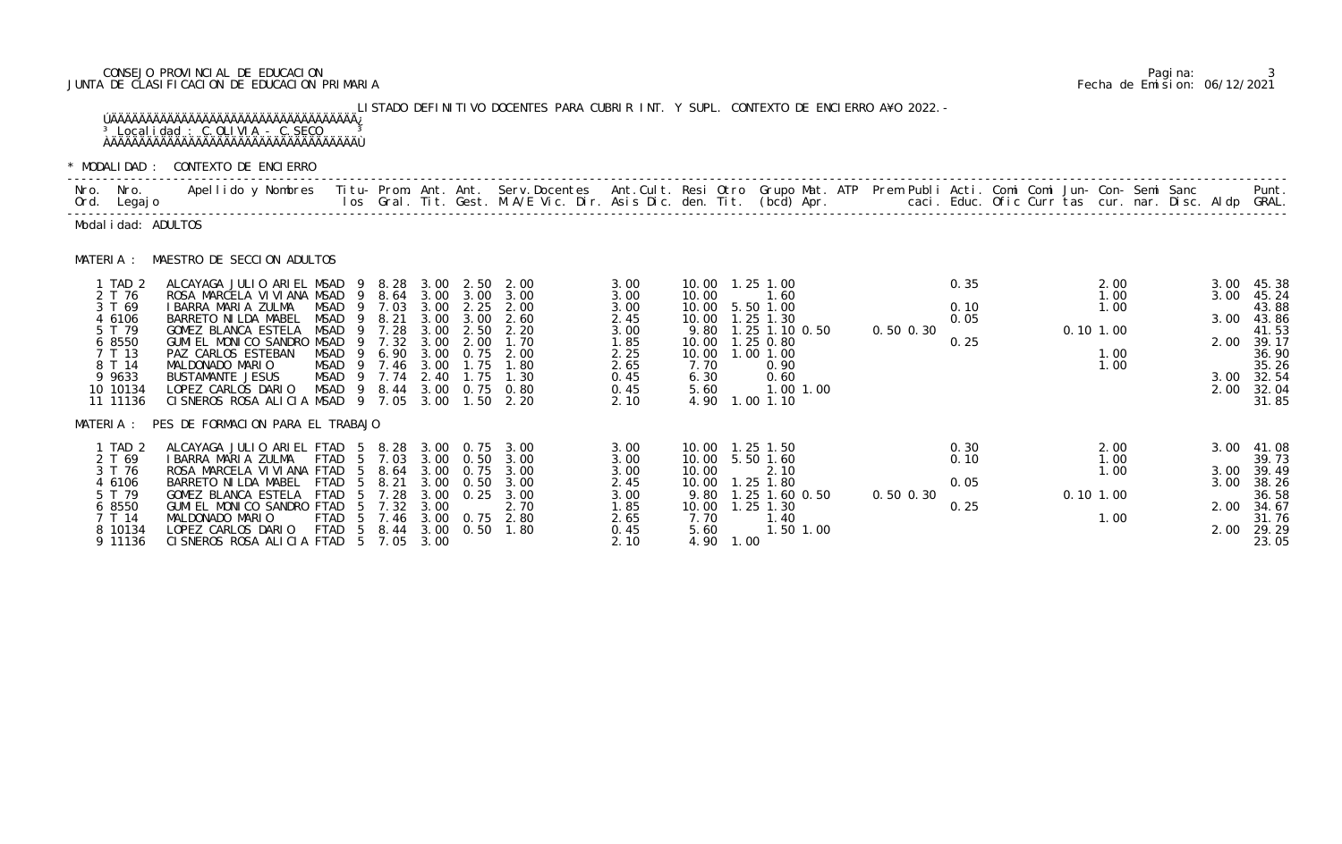CONSEJO PROVINCIAL DE EDUCACION
JUNTA DE CLASIFICACION DE EDUCACION PRIMARIA

Fecha de Emision: 06/12/2021

LISTADO DEFINITIVO DOCENTES PARA CUBRIR INT. Y SUPL. CONTEXTO DE ENCIERRO A¥O 2022.-

Localidad : C.OLIVIA - C.SECO

\* MODALIDAD : CONTEXTO DE ENCIERRO

Modalidad: ADULTOS

MATERIA : MAESTRO DE SECCION ADULTOS

| Nro. Ord. | Nro. Legajo | Apellido y Nombres | Titu-los | Prom. Gral. | Ant. Tit. | Ant. Gest. | Serv.Docentes M.A/E Vic. Dir. | Ant.Cult. Asis Dic. | Resi den. | Otro Tit. | Grupo Mat. (bcd) | ATP Apr. | Prem | Publi caci. | Acti. Educ. | Comi Ofic | Comi Curr | Jun-tas | Con-cur. | Semi nar. | Sanc Disc. | Aldp | Punt. GRAL. |
|---|---|---|---|---|---|---|---|---|---|---|---|---|---|---|---|---|---|---|---|---|---|---|---|
| 1 | TAD 2 | ALCAYAGA JULIO ARIEL | MSAD 9 | 8.28 | 3.00 | 2.50 | 2.00 | 3.00 | 10.00 | 1.25 | 1.00 | | | | 0.35 | | | | 2.00 | | | 3.00 | 45.38 |
| 2 | T 76 | ROSA MARCELA VIVIANA | MSAD 9 | 8.64 | 3.00 | 3.00 | 3.00 | 3.00 | 10.00 | | 1.60 | | | | | | | | 1.00 | | | 3.00 | 45.24 |
| 3 | T 69 | IBARRA MARIA ZULMA | MSAD 9 | 7.03 | 3.00 | 2.25 | 2.00 | 3.00 | 10.00 | 5.50 | 1.00 | | | | 0.10 | | | | 1.00 | | | | 43.88 |
| 4 | 6106 | BARRETO NILDA MABEL | MSAD 9 | 8.21 | 3.00 | 3.00 | 2.60 | 2.45 | 10.00 | 1.25 | 1.30 | | | | 0.05 | | | | | | | 3.00 | 43.86 |
| 5 | T 79 | GOMEZ BLANCA ESTELA | MSAD 9 | 7.28 | 3.00 | 2.50 | 2.20 | 3.00 | 9.80 | 1.25 | 1.10 | 0.50 | 0.50 | 0.30 | | | | 0.10 | 1.00 | | | | 41.53 |
| 6 | 8550 | GUMIEL MONICO SANDRO | MSAD 9 | 7.32 | 3.00 | 2.00 | 1.70 | 1.85 | 10.00 | 1.25 | 0.80 | | | | 0.25 | | | | | | | 2.00 | 39.17 |
| 7 | T 13 | PAZ CARLOS ESTEBAN | MSAD 9 | 6.90 | 3.00 | 0.75 | 2.00 | 2.25 | 10.00 | 1.00 | 1.00 | | | | | | | | 1.00 | | | | 36.90 |
| 8 | T 14 | MALDONADO MARIO | MSAD 9 | 7.46 | 3.00 | 1.75 | 1.80 | 2.65 | 7.70 | | 0.90 | | | | | | | | 1.00 | | | | 35.26 |
| 9 | 9633 | BUSTAMANTE JESUS | MSAD 9 | 7.74 | 2.40 | 1.75 | 1.30 | 0.45 | 6.30 | | 0.60 | | | | | | | | | | | 3.00 | 32.54 |
| 10 | 10134 | LOPEZ CARLOS DARIO | MSAD 9 | 8.44 | 3.00 | 0.75 | 0.80 | 0.45 | 5.60 | | 1.00 | 1.00 | | | | | | | | | | 2.00 | 32.04 |
| 11 | 11136 | CISNEROS ROSA ALICIA | MSAD 9 | 7.05 | 3.00 | 1.50 | 2.20 | 2.10 | 4.90 | 1.00 | 1.10 | | | | | | | | | | | | 31.85 |

MATERIA : PES DE FORMACION PARA EL TRABAJO

| Nro. Ord. | Nro. Legajo | Apellido y Nombres | Titu-los | Prom. Gral. | Ant. Tit. | Ant. Gest. | Serv.Docentes M.A/E Vic. Dir. | Ant.Cult. Asis Dic. | Resi den. | Otro Tit. | Grupo Mat. (bcd) | ATP Apr. | Prem | Publi caci. | Acti. Educ. | Comi Ofic | Comi Curr | Jun-tas | Con-cur. | Semi nar. | Sanc Disc. | Aldp | Punt. GRAL. |
|---|---|---|---|---|---|---|---|---|---|---|---|---|---|---|---|---|---|---|---|---|---|---|---|
| 1 | TAD 2 | ALCAYAGA JULIO ARIEL | FTAD 5 | 8.28 | 3.00 | 0.75 | 3.00 | 3.00 | 10.00 | 1.25 | 1.50 | | | | 0.30 | | | | 2.00 | | | 3.00 | 41.08 |
| 2 | T 69 | IBARRA MARIA ZULMA | FTAD 5 | 7.03 | 3.00 | 0.50 | 3.00 | 3.00 | 10.00 | 5.50 | 1.60 | | | | 0.10 | | | | 1.00 | | | | 39.73 |
| 3 | T 76 | ROSA MARCELA VIVIANA | FTAD 5 | 8.64 | 3.00 | 0.75 | 3.00 | 3.00 | 10.00 | | 2.10 | | | | | | | | 1.00 | | | 3.00 | 39.49 |
| 4 | 6106 | BARRETO NILDA MABEL | FTAD 5 | 8.21 | 3.00 | 0.50 | 3.00 | 2.45 | 10.00 | 1.25 | 1.80 | | | | 0.05 | | | | | | | 3.00 | 38.26 |
| 5 | T 79 | GOMEZ BLANCA ESTELA | FTAD 5 | 7.28 | 3.00 | 0.25 | 3.00 | 3.00 | 9.80 | 1.25 | 1.60 | 0.50 | 0.50 | 0.30 | | | | 0.10 | 1.00 | | | | 36.58 |
| 6 | 8550 | GUMIEL MONICO SANDRO | FTAD 5 | 7.32 | 3.00 | | 2.70 | 1.85 | 10.00 | 1.25 | 1.30 | | | | 0.25 | | | | | | | 2.00 | 34.67 |
| 7 | T 14 | MALDONADO MARIO | FTAD 5 | 7.46 | 3.00 | 0.75 | 2.80 | 2.65 | 7.70 | | 1.40 | | | | | | | | 1.00 | | | | 31.76 |
| 8 | 10134 | LOPEZ CARLOS DARIO | FTAD 5 | 8.44 | 3.00 | 0.50 | 1.80 | 0.45 | 5.60 | | 1.50 | 1.00 | | | | | | | | | | 2.00 | 29.29 |
| 9 | 11136 | CISNEROS ROSA ALICIA | FTAD 5 | 7.05 | 3.00 | | | 2.10 | 4.90 | 1.00 | | | | | | | | | | | | | 23.05 |